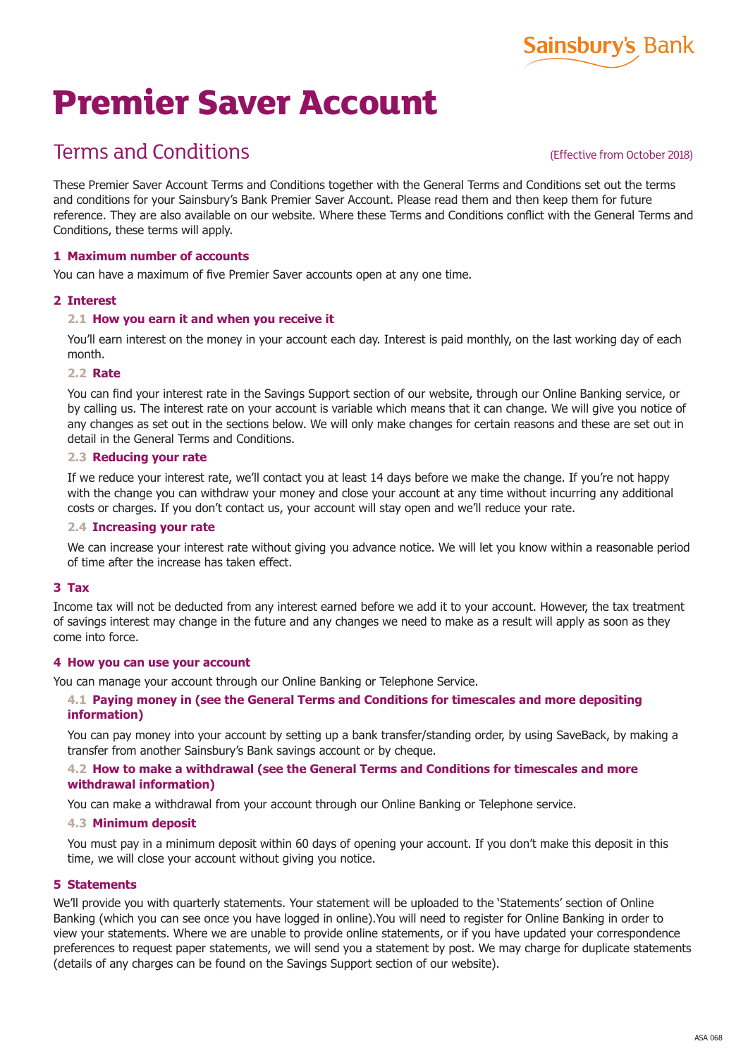Sainsbury's Bank

# Premier Saver Account

## Terms and Conditions

(Effective from October 2018)

These Premier Saver Account Terms and Conditions together with the General Terms and Conditions set out the terms and conditions for your Sainsbury's Bank Premier Saver Account. Please read them and then keep them for future reference. They are also available on our website. Where these Terms and Conditions conflict with the General Terms and Conditions, these terms will apply.

### 1 Maximum number of accounts

You can have a maximum of five Premier Saver accounts open at any one time.

### 2 Interest

#### 2.1 How you earn it and when you receive it

You'll earn interest on the money in your account each day. Interest is paid monthly, on the last working day of each month.

#### 2.2 Rate

You can find your interest rate in the Savings Support section of our website, through our Online Banking service, or by calling us. The interest rate on your account is variable which means that it can change. We will give you notice of any changes as set out in the sections below. We will only make changes for certain reasons and these are set out in detail in the General Terms and Conditions.

#### 2.3 Reducing your rate

If we reduce your interest rate, we'll contact you at least 14 days before we make the change. If you're not happy with the change you can withdraw your money and close your account at any time without incurring any additional costs or charges. If you don't contact us, your account will stay open and we'll reduce your rate.

#### 2.4 Increasing your rate

We can increase your interest rate without giving you advance notice. We will let you know within a reasonable period of time after the increase has taken effect.

### 3 Tax

Income tax will not be deducted from any interest earned before we add it to your account. However, the tax treatment of savings interest may change in the future and any changes we need to make as a result will apply as soon as they come into force.

### 4 How you can use your account

You can manage your account through our Online Banking or Telephone Service.

#### 4.1 Paying money in (see the General Terms and Conditions for timescales and more depositing information)

You can pay money into your account by setting up a bank transfer/standing order, by using SaveBack, by making a transfer from another Sainsbury's Bank savings account or by cheque.

#### 4.2 How to make a withdrawal (see the General Terms and Conditions for timescales and more withdrawal information)

You can make a withdrawal from your account through our Online Banking or Telephone service.

#### 4.3 Minimum deposit

You must pay in a minimum deposit within 60 days of opening your account. If you don't make this deposit in this time, we will close your account without giving you notice.

### 5 Statements

We'll provide you with quarterly statements. Your statement will be uploaded to the 'Statements' section of Online Banking (which you can see once you have logged in online).You will need to register for Online Banking in order to view your statements. Where we are unable to provide online statements, or if you have updated your correspondence preferences to request paper statements, we will send you a statement by post. We may charge for duplicate statements (details of any charges can be found on the Savings Support section of our website).

ASA 068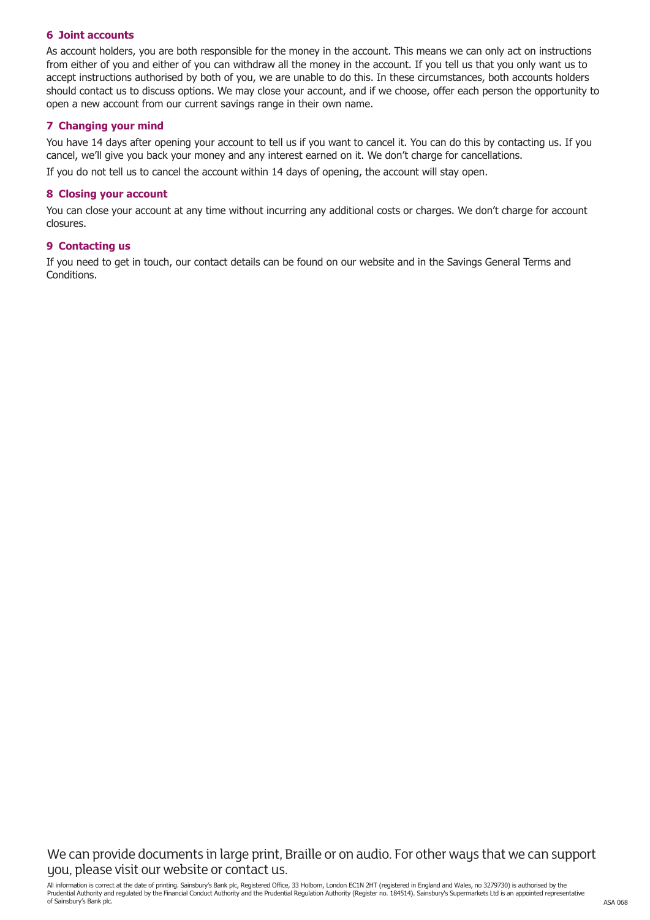## 6 Joint accounts

As account holders, you are both responsible for the money in the account. This means we can only act on instructions from either of you and either of you can withdraw all the money in the account. If you tell us that you only want us to accept instructions authorised by both of you, we are unable to do this. In these circumstances, both accounts holders should contact us to discuss options. We may close your account, and if we choose, offer each person the opportunity to open a new account from our current savings range in their own name.

## 7 Changing your mind

You have 14 days after opening your account to tell us if you want to cancel it. You can do this by contacting us. If you cancel, we'll give you back your money and any interest earned on it. We don't charge for cancellations.

If you do not tell us to cancel the account within 14 days of opening, the account will stay open.

## 8 Closing your account

You can close your account at any time without incurring any additional costs or charges. We don't charge for account closures.

## 9 Contacting us

If you need to get in touch, our contact details can be found on our website and in the Savings General Terms and Conditions.

We can provide documents in large print, Braille or on audio. For other ways that we can support you, please visit our website or contact us.

All information is correct at the date of printing. Sainsbury's Bank plc, Registered Office, 33 Holborn, London EC1N 2HT (registered in England and Wales, no 3279730) is authorised by the Prudential Authority and regulated by the Financial Conduct Authority and the Prudential Regulation Authority (Register no. 184514). Sainsbury's Supermarkets Ltd is an appointed representative of Sainsbury's Bank plc.

ASA 068